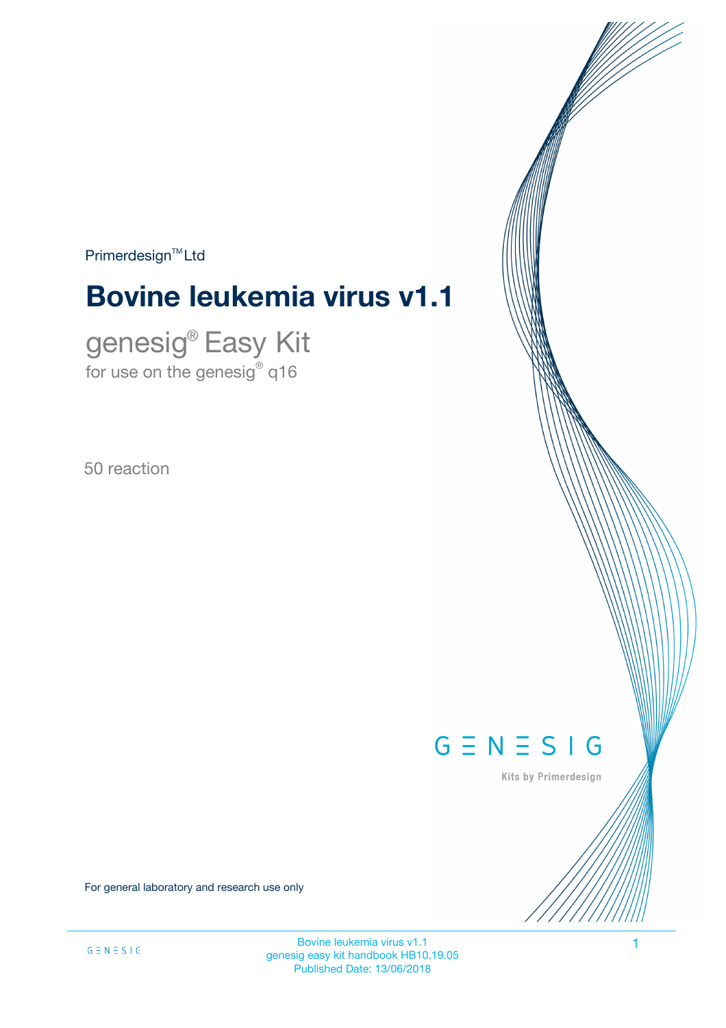Primerdesign™ Ltd

# Bovine leukemia virus v1.1

## genesig® Easy Kit

for use on the genesig® q16

50 reaction

GENESIG

Kits by Primerdesign

For general laboratory and research use only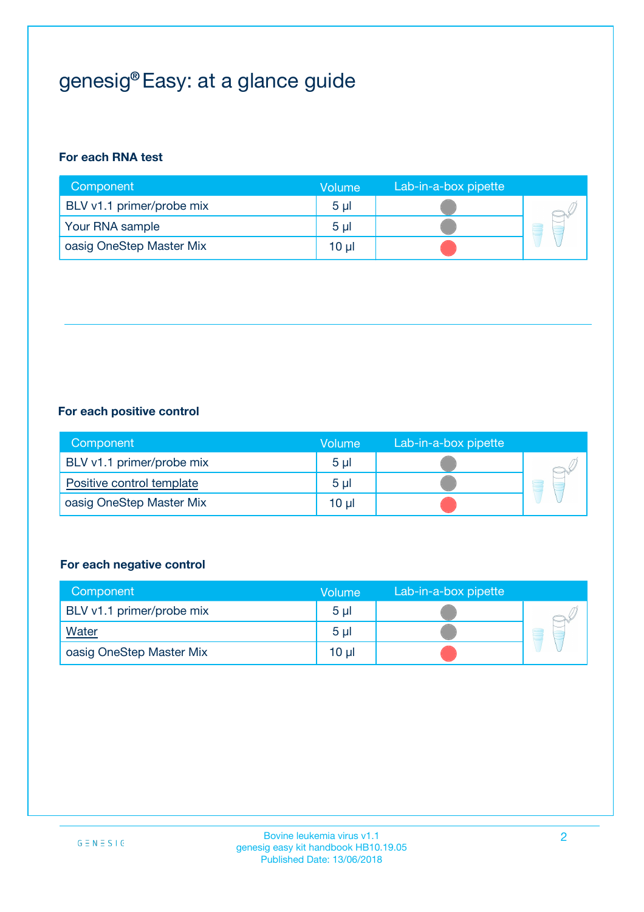# genesig® Easy: at a glance guide

**For each RNA test**

| Component | Volume | Lab-in-a-box pipette |
|---|---|---|
| BLV v1.1 primer/probe mix | 5 µl | |
| Your RNA sample | 5 µl | |
| oasig OneStep Master Mix | 10 µl | |

**For each positive control**

| Component | Volume | Lab-in-a-box pipette |
|---|---|---|
| BLV v1.1 primer/probe mix | 5 µl | |
| Positive control template | 5 µl | |
| oasig OneStep Master Mix | 10 µl | |

**For each negative control**

| Component | Volume | Lab-in-a-box pipette |
|---|---|---|
| BLV v1.1 primer/probe mix | 5 µl | |
| Water | 5 µl | |
| oasig OneStep Master Mix | 10 µl | |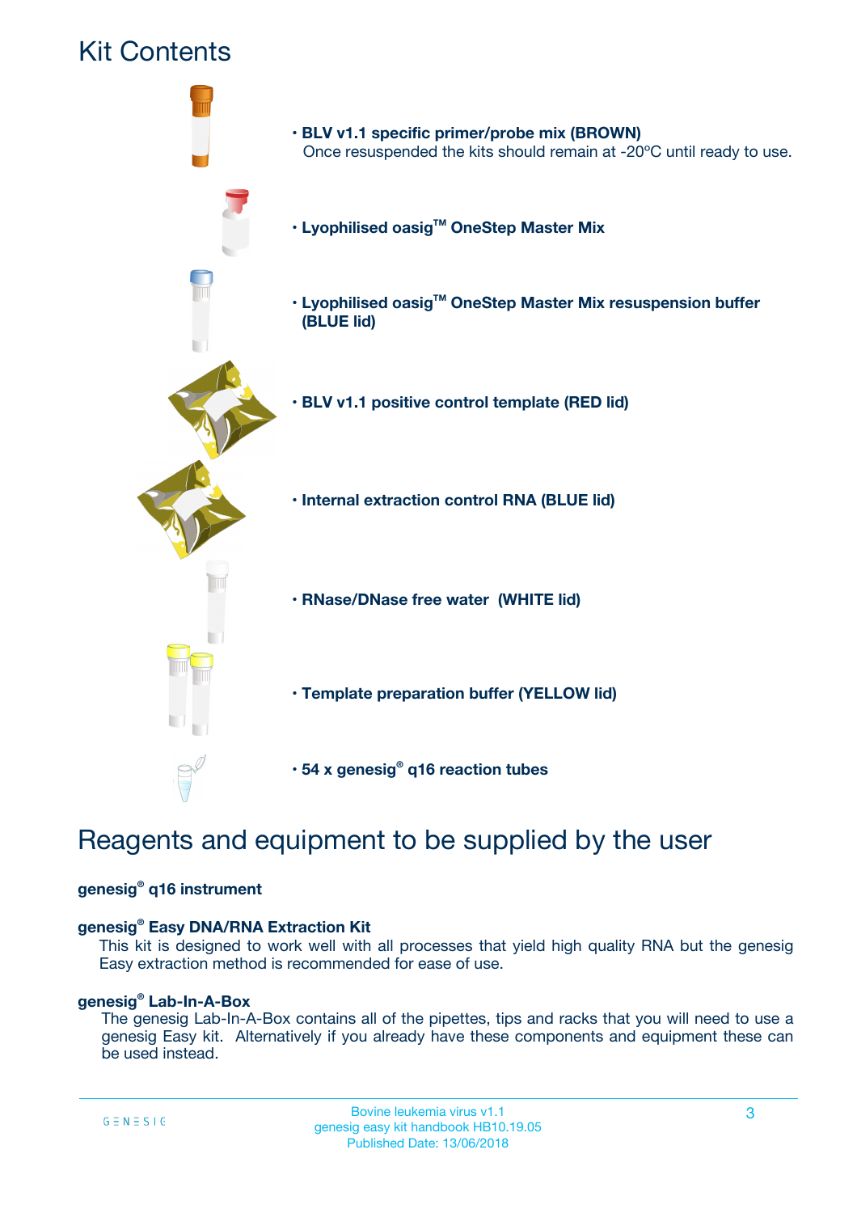# Kit Contents

- **BLV v1.1 specific primer/probe mix (BROWN)**
  Once resuspended the kits should remain at -20ºC until ready to use.
- **Lyophilised oasig™ OneStep Master Mix**
- **Lyophilised oasig™ OneStep Master Mix resuspension buffer (BLUE lid)**
- **BLV v1.1 positive control template (RED lid)**
- **Internal extraction control RNA (BLUE lid)**
- **RNase/DNase free water (WHITE lid)**
- **Template preparation buffer (YELLOW lid)**
- **54 x genesig® q16 reaction tubes**

# Reagents and equipment to be supplied by the user

**genesig® q16 instrument**

**genesig® Easy DNA/RNA Extraction Kit**
This kit is designed to work well with all processes that yield high quality RNA but the genesig Easy extraction method is recommended for ease of use.

**genesig® Lab-In-A-Box**
The genesig Lab-In-A-Box contains all of the pipettes, tips and racks that you will need to use a genesig Easy kit. Alternatively if you already have these components and equipment these can be used instead.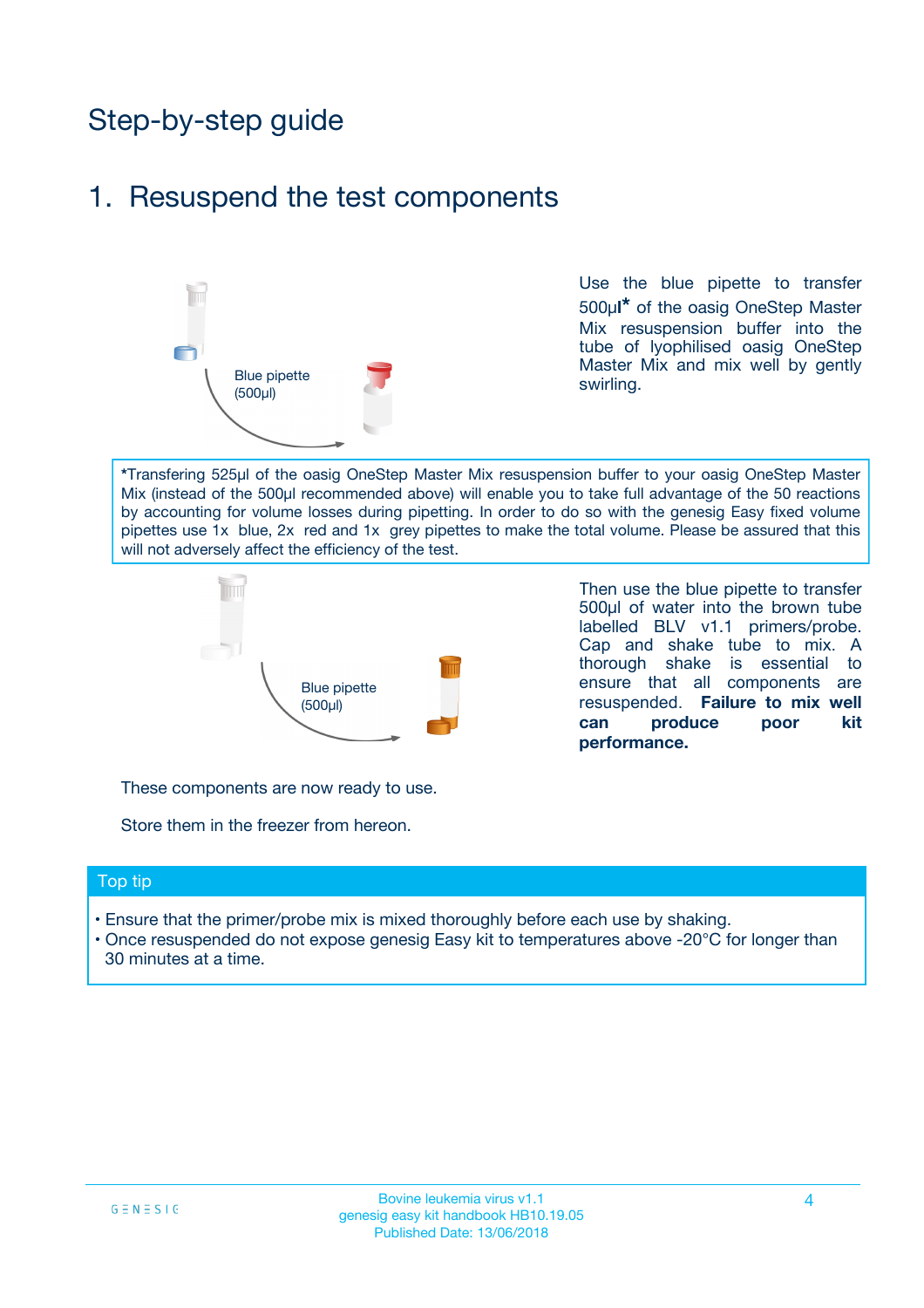# Step-by-step guide

## 1. Resuspend the test components

Blue pipette (500µl)

Use the blue pipette to transfer 500µl* of the oasig OneStep Master Mix resuspension buffer into the tube of lyophilised oasig OneStep Master Mix and mix well by gently swirling.

*Transfering 525µl of the oasig OneStep Master Mix resuspension buffer to your oasig OneStep Master Mix (instead of the 500µl recommended above) will enable you to take full advantage of the 50 reactions by accounting for volume losses during pipetting. In order to do so with the genesig Easy fixed volume pipettes use 1x blue, 2x red and 1x grey pipettes to make the total volume. Please be assured that this will not adversely affect the efficiency of the test.

Blue pipette (500µl)

Then use the blue pipette to transfer 500µl of water into the brown tube labelled BLV v1.1 primers/probe. Cap and shake tube to mix. A thorough shake is essential to ensure that all components are resuspended. **Failure to mix well can produce poor kit performance.**

These components are now ready to use.

Store them in the freezer from hereon.

### Top tip

- Ensure that the primer/probe mix is mixed thoroughly before each use by shaking.
- Once resuspended do not expose genesig Easy kit to temperatures above -20°C for longer than 30 minutes at a time.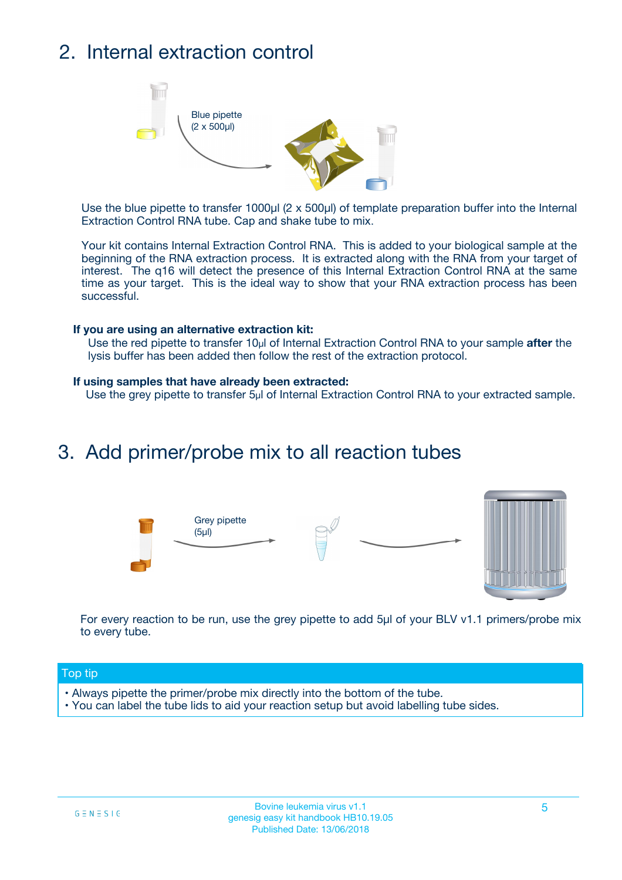## 2. Internal extraction control

Blue pipette (2 x 500µl)

Use the blue pipette to transfer 1000µl (2 x 500µl) of template preparation buffer into the Internal Extraction Control RNA tube. Cap and shake tube to mix.

Your kit contains Internal Extraction Control RNA. This is added to your biological sample at the beginning of the RNA extraction process. It is extracted along with the RNA from your target of interest. The q16 will detect the presence of this Internal Extraction Control RNA at the same time as your target. This is the ideal way to show that your RNA extraction process has been successful.

**If you are using an alternative extraction kit:**

Use the red pipette to transfer 10µl of Internal Extraction Control RNA to your sample **after** the lysis buffer has been added then follow the rest of the extraction protocol.

**If using samples that have already been extracted:**

Use the grey pipette to transfer 5µl of Internal Extraction Control RNA to your extracted sample.

## 3. Add primer/probe mix to all reaction tubes

Grey pipette (5µl)

For every reaction to be run, use the grey pipette to add 5µl of your BLV v1.1 primers/probe mix to every tube.

**Top tip**

- Always pipette the primer/probe mix directly into the bottom of the tube.
- You can label the tube lids to aid your reaction setup but avoid labelling tube sides.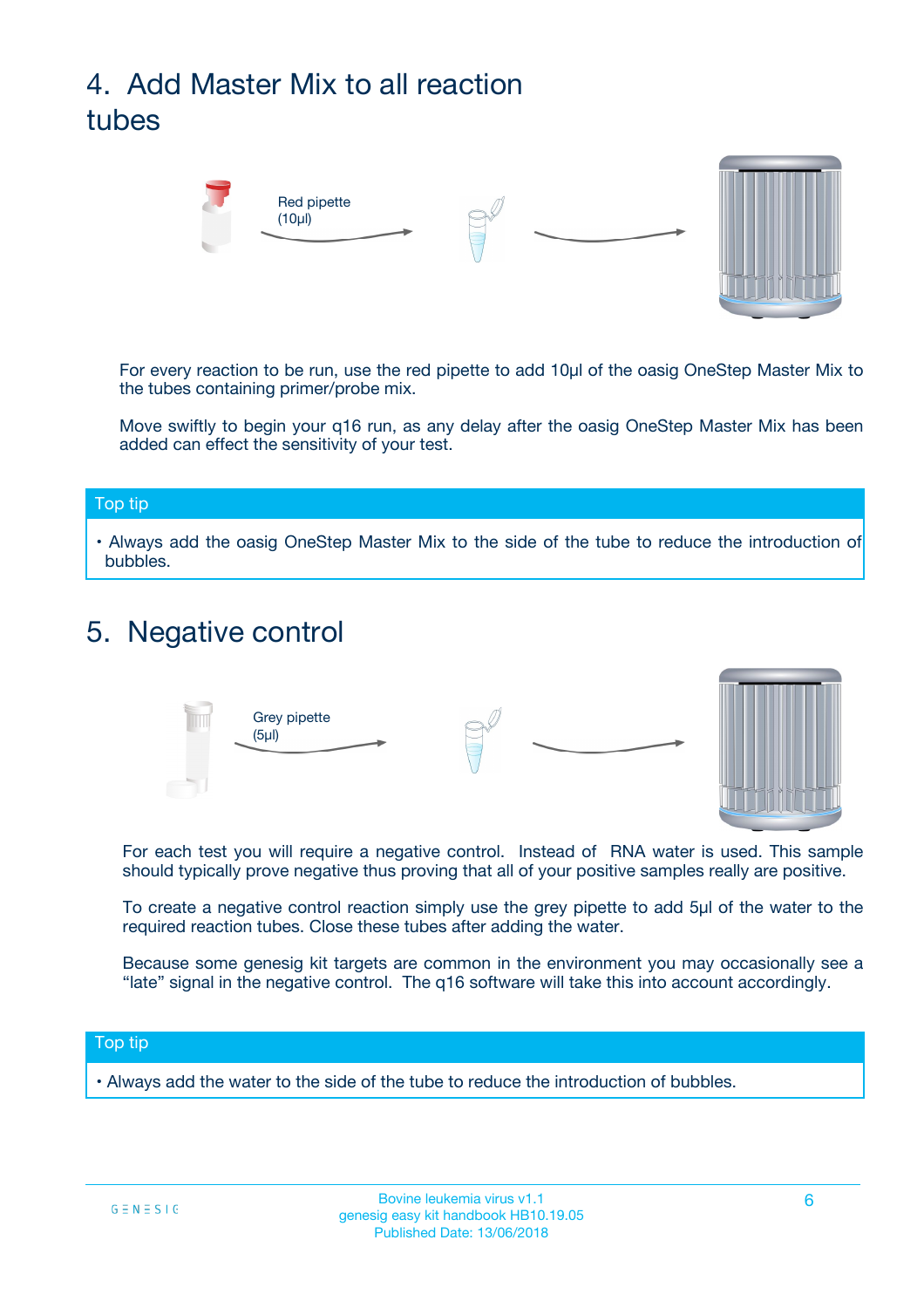## 4. Add Master Mix to all reaction tubes

Red pipette
(10µl)

For every reaction to be run, use the red pipette to add 10µl of the oasig OneStep Master Mix to the tubes containing primer/probe mix.

Move swiftly to begin your q16 run, as any delay after the oasig OneStep Master Mix has been added can effect the sensitivity of your test.

**Top tip**

- Always add the oasig OneStep Master Mix to the side of the tube to reduce the introduction of bubbles.

## 5. Negative control

Grey pipette
(5µl)

For each test you will require a negative control. Instead of RNA water is used. This sample should typically prove negative thus proving that all of your positive samples really are positive.

To create a negative control reaction simply use the grey pipette to add 5µl of the water to the required reaction tubes. Close these tubes after adding the water.

Because some genesig kit targets are common in the environment you may occasionally see a "late" signal in the negative control. The q16 software will take this into account accordingly.

**Top tip**

- Always add the water to the side of the tube to reduce the introduction of bubbles.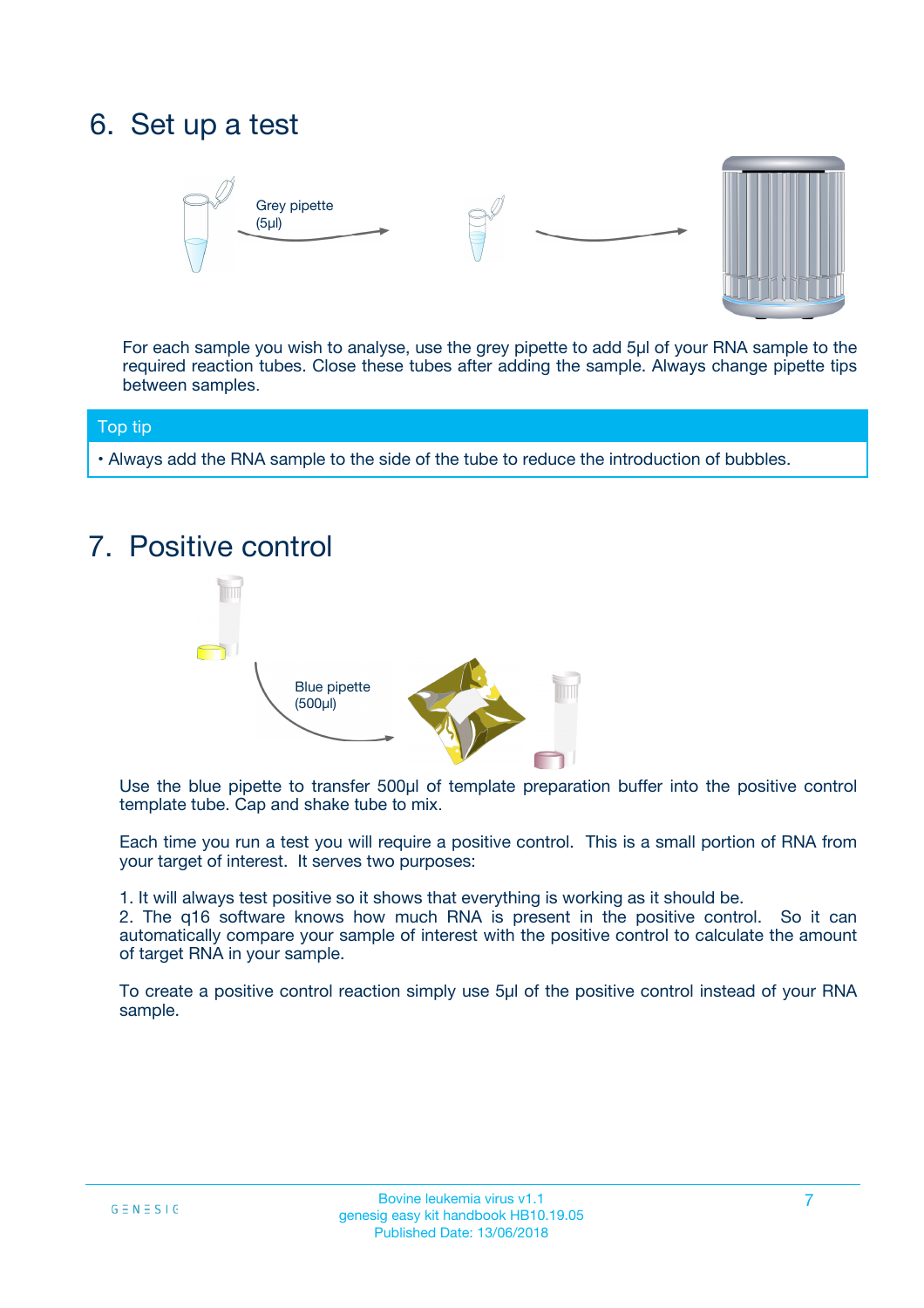## 6. Set up a test

Grey pipette (5µl)

For each sample you wish to analyse, use the grey pipette to add 5µl of your RNA sample to the required reaction tubes. Close these tubes after adding the sample. Always change pipette tips between samples.

**Top tip**

- Always add the RNA sample to the side of the tube to reduce the introduction of bubbles.

## 7. Positive control

Blue pipette (500µl)

Use the blue pipette to transfer 500µl of template preparation buffer into the positive control template tube. Cap and shake tube to mix.

Each time you run a test you will require a positive control. This is a small portion of RNA from your target of interest. It serves two purposes:

1. It will always test positive so it shows that everything is working as it should be.
2. The q16 software knows how much RNA is present in the positive control. So it can automatically compare your sample of interest with the positive control to calculate the amount of target RNA in your sample.

To create a positive control reaction simply use 5µl of the positive control instead of your RNA sample.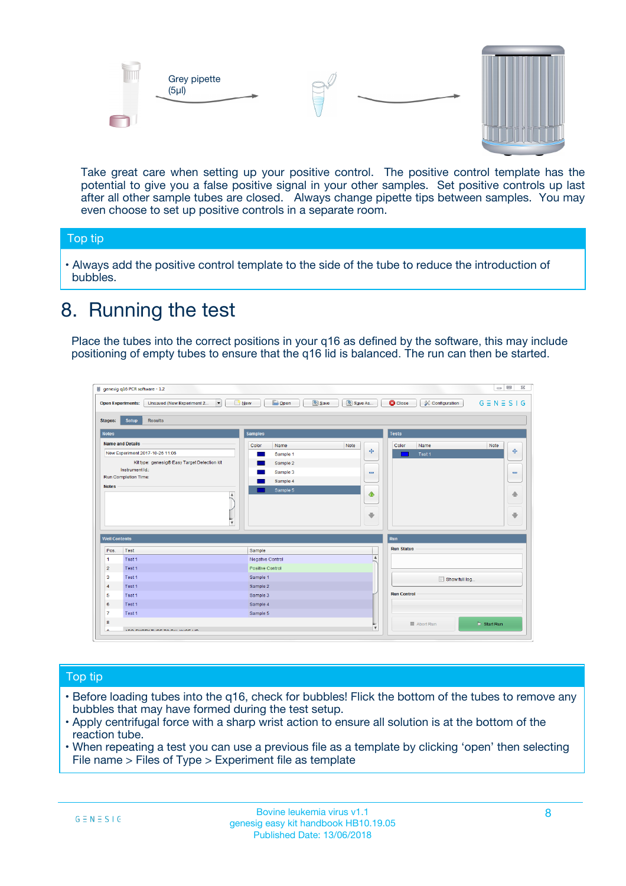Grey pipette (5µl)

Take great care when setting up your positive control. The positive control template has the potential to give you a false positive signal in your other samples. Set positive controls up last after all other sample tubes are closed. Always change pipette tips between samples. You may even choose to set up positive controls in a separate room.

## Top tip

- Always add the positive control template to the side of the tube to reduce the introduction of bubbles.

# 8. Running the test

Place the tubes into the correct positions in your q16 as defined by the software, this may include positioning of empty tubes to ensure that the q16 lid is balanced. The run can then be started.

## Top tip

- Before loading tubes into the q16, check for bubbles! Flick the bottom of the tubes to remove any bubbles that may have formed during the test setup.
- Apply centrifugal force with a sharp wrist action to ensure all solution is at the bottom of the reaction tube.
- When repeating a test you can use a previous file as a template by clicking 'open' then selecting File name > Files of Type > Experiment file as template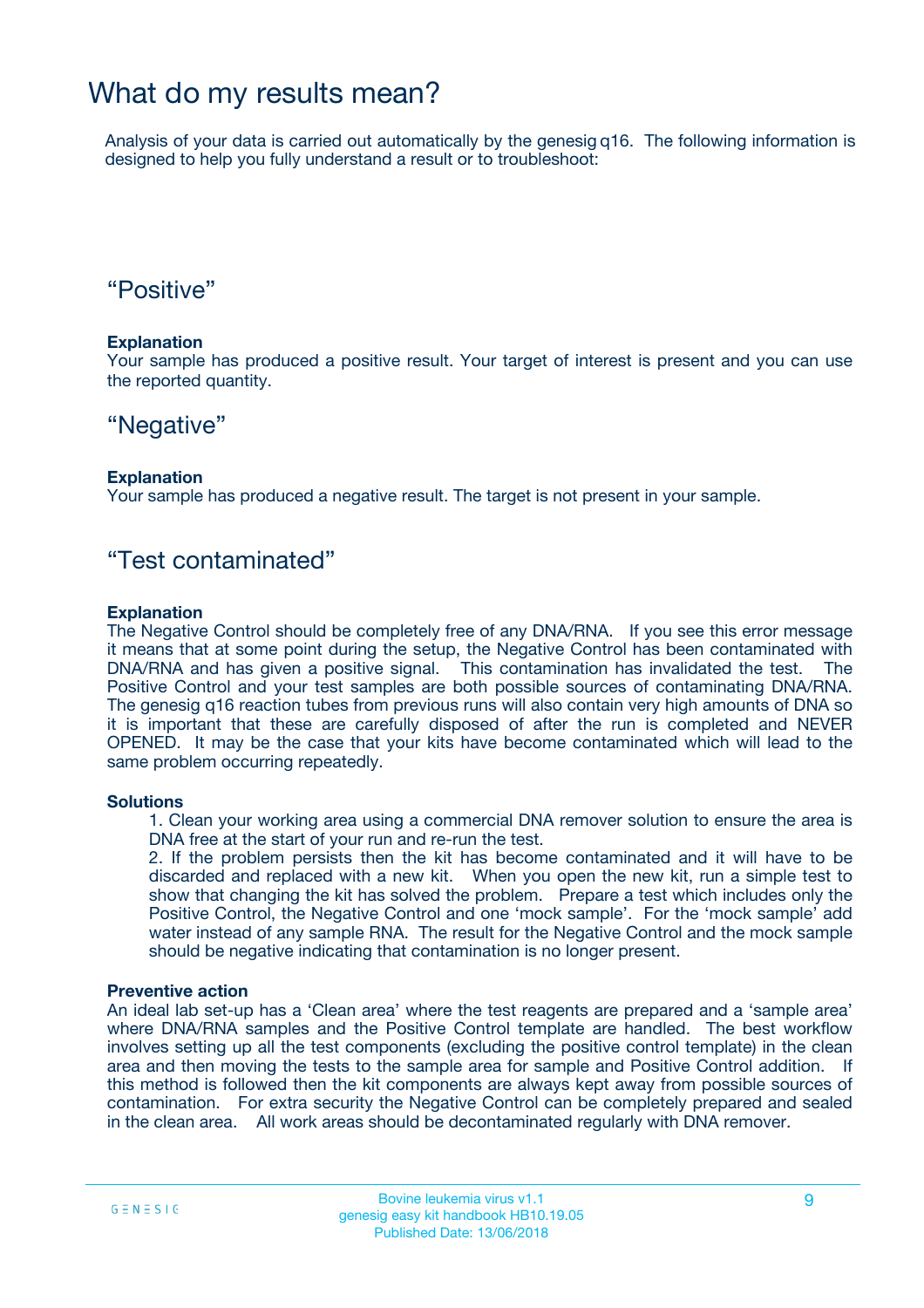# What do my results mean?

Analysis of your data is carried out automatically by the genesig q16. The following information is designed to help you fully understand a result or to troubleshoot:

## “Positive”

**Explanation**
Your sample has produced a positive result. Your target of interest is present and you can use the reported quantity.

## “Negative”

**Explanation**
Your sample has produced a negative result. The target is not present in your sample.

## “Test contaminated”

**Explanation**
The Negative Control should be completely free of any DNA/RNA. If you see this error message it means that at some point during the setup, the Negative Control has been contaminated with DNA/RNA and has given a positive signal. This contamination has invalidated the test. The Positive Control and your test samples are both possible sources of contaminating DNA/RNA. The genesig q16 reaction tubes from previous runs will also contain very high amounts of DNA so it is important that these are carefully disposed of after the run is completed and NEVER OPENED. It may be the case that your kits have become contaminated which will lead to the same problem occurring repeatedly.

**Solutions**

1. Clean your working area using a commercial DNA remover solution to ensure the area is DNA free at the start of your run and re-run the test.
2. If the problem persists then the kit has become contaminated and it will have to be discarded and replaced with a new kit. When you open the new kit, run a simple test to show that changing the kit has solved the problem. Prepare a test which includes only the Positive Control, the Negative Control and one ‘mock sample’. For the ‘mock sample’ add water instead of any sample RNA. The result for the Negative Control and the mock sample should be negative indicating that contamination is no longer present.

**Preventive action**
An ideal lab set-up has a ‘Clean area’ where the test reagents are prepared and a ‘sample area’ where DNA/RNA samples and the Positive Control template are handled. The best workflow involves setting up all the test components (excluding the positive control template) in the clean area and then moving the tests to the sample area for sample and Positive Control addition. If this method is followed then the kit components are always kept away from possible sources of contamination. For extra security the Negative Control can be completely prepared and sealed in the clean area. All work areas should be decontaminated regularly with DNA remover.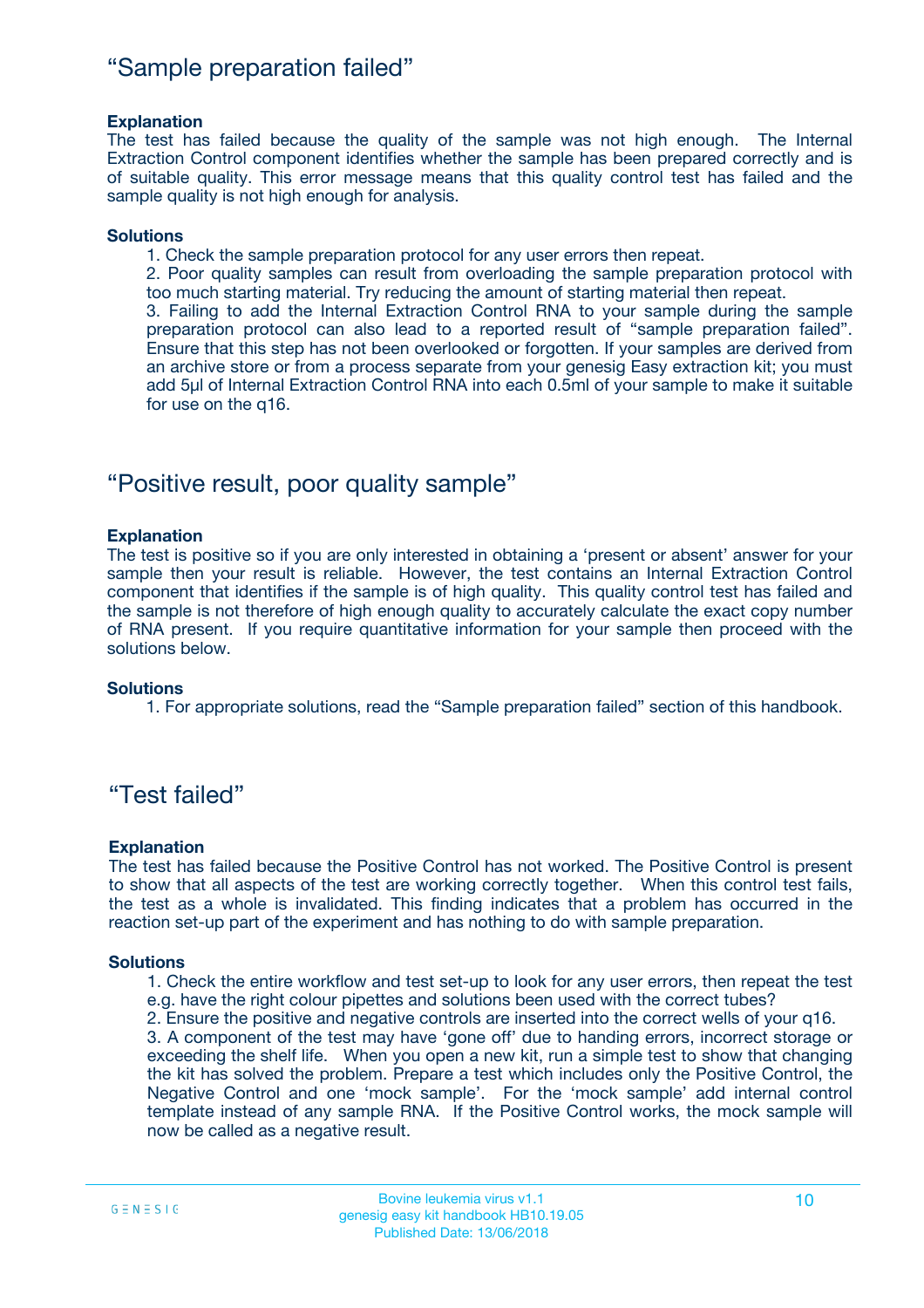## “Sample preparation failed”

**Explanation**

The test has failed because the quality of the sample was not high enough. The Internal Extraction Control component identifies whether the sample has been prepared correctly and is of suitable quality. This error message means that this quality control test has failed and the sample quality is not high enough for analysis.

**Solutions**

1. Check the sample preparation protocol for any user errors then repeat.
2. Poor quality samples can result from overloading the sample preparation protocol with too much starting material. Try reducing the amount of starting material then repeat.
3. Failing to add the Internal Extraction Control RNA to your sample during the sample preparation protocol can also lead to a reported result of “sample preparation failed”. Ensure that this step has not been overlooked or forgotten. If your samples are derived from an archive store or from a process separate from your genesig Easy extraction kit; you must add 5µl of Internal Extraction Control RNA into each 0.5ml of your sample to make it suitable for use on the q16.

## “Positive result, poor quality sample”

**Explanation**

The test is positive so if you are only interested in obtaining a ‘present or absent’ answer for your sample then your result is reliable. However, the test contains an Internal Extraction Control component that identifies if the sample is of high quality. This quality control test has failed and the sample is not therefore of high enough quality to accurately calculate the exact copy number of RNA present. If you require quantitative information for your sample then proceed with the solutions below.

**Solutions**

1. For appropriate solutions, read the “Sample preparation failed” section of this handbook.

## “Test failed”

**Explanation**

The test has failed because the Positive Control has not worked. The Positive Control is present to show that all aspects of the test are working correctly together. When this control test fails, the test as a whole is invalidated. This finding indicates that a problem has occurred in the reaction set-up part of the experiment and has nothing to do with sample preparation.

**Solutions**

1. Check the entire workflow and test set-up to look for any user errors, then repeat the test e.g. have the right colour pipettes and solutions been used with the correct tubes?
2. Ensure the positive and negative controls are inserted into the correct wells of your q16.
3. A component of the test may have ‘gone off’ due to handing errors, incorrect storage or exceeding the shelf life. When you open a new kit, run a simple test to show that changing the kit has solved the problem. Prepare a test which includes only the Positive Control, the Negative Control and one ‘mock sample’. For the ‘mock sample’ add internal control template instead of any sample RNA. If the Positive Control works, the mock sample will now be called as a negative result.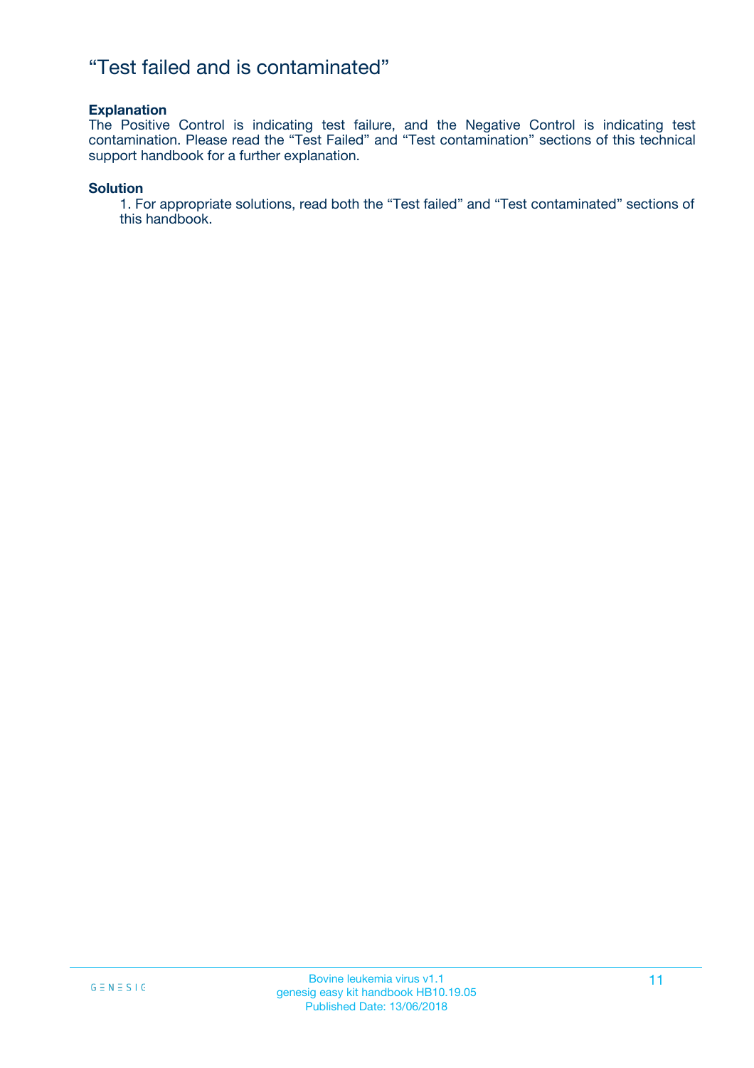## “Test failed and is contaminated”

**Explanation**

The Positive Control is indicating test failure, and the Negative Control is indicating test contamination. Please read the “Test Failed” and “Test contamination” sections of this technical support handbook for a further explanation.

**Solution**

1. For appropriate solutions, read both the “Test failed” and “Test contaminated” sections of this handbook.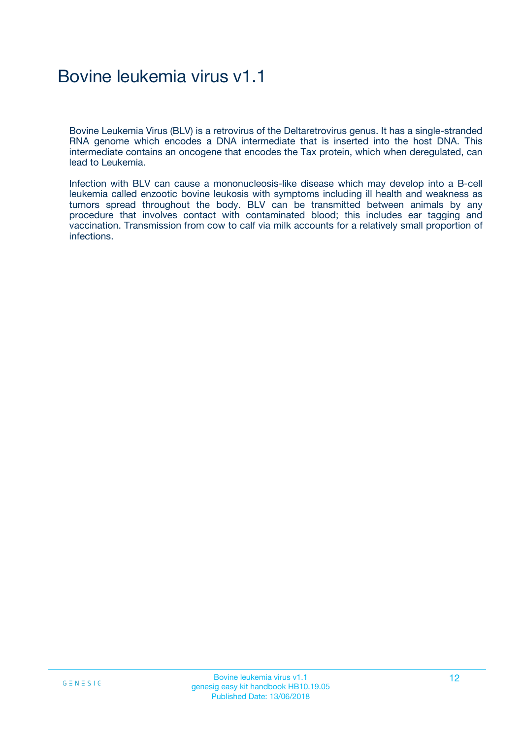# Bovine leukemia virus v1.1

Bovine Leukemia Virus (BLV) is a retrovirus of the Deltaretrovirus genus. It has a single-stranded RNA genome which encodes a DNA intermediate that is inserted into the host DNA. This intermediate contains an oncogene that encodes the Tax protein, which when deregulated, can lead to Leukemia.

Infection with BLV can cause a mononucleosis-like disease which may develop into a B-cell leukemia called enzootic bovine leukosis with symptoms including ill health and weakness as tumors spread throughout the body. BLV can be transmitted between animals by any procedure that involves contact with contaminated blood; this includes ear tagging and vaccination. Transmission from cow to calf via milk accounts for a relatively small proportion of infections.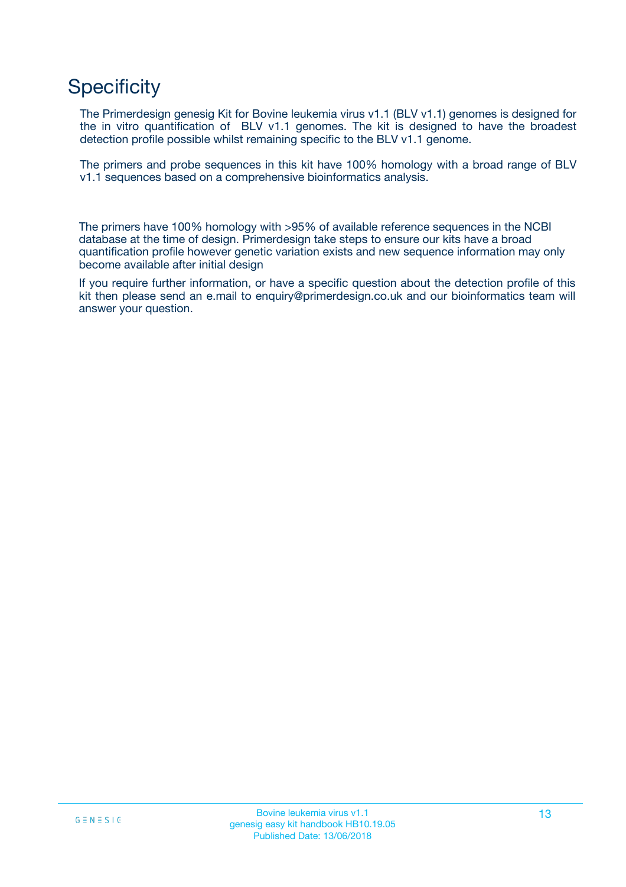# Specificity

The Primerdesign genesig Kit for Bovine leukemia virus v1.1 (BLV v1.1) genomes is designed for the in vitro quantification of BLV v1.1 genomes. The kit is designed to have the broadest detection profile possible whilst remaining specific to the BLV v1.1 genome.

The primers and probe sequences in this kit have 100% homology with a broad range of BLV v1.1 sequences based on a comprehensive bioinformatics analysis.

The primers have 100% homology with >95% of available reference sequences in the NCBI database at the time of design. Primerdesign take steps to ensure our kits have a broad quantification profile however genetic variation exists and new sequence information may only become available after initial design

If you require further information, or have a specific question about the detection profile of this kit then please send an e.mail to enquiry@primerdesign.co.uk and our bioinformatics team will answer your question.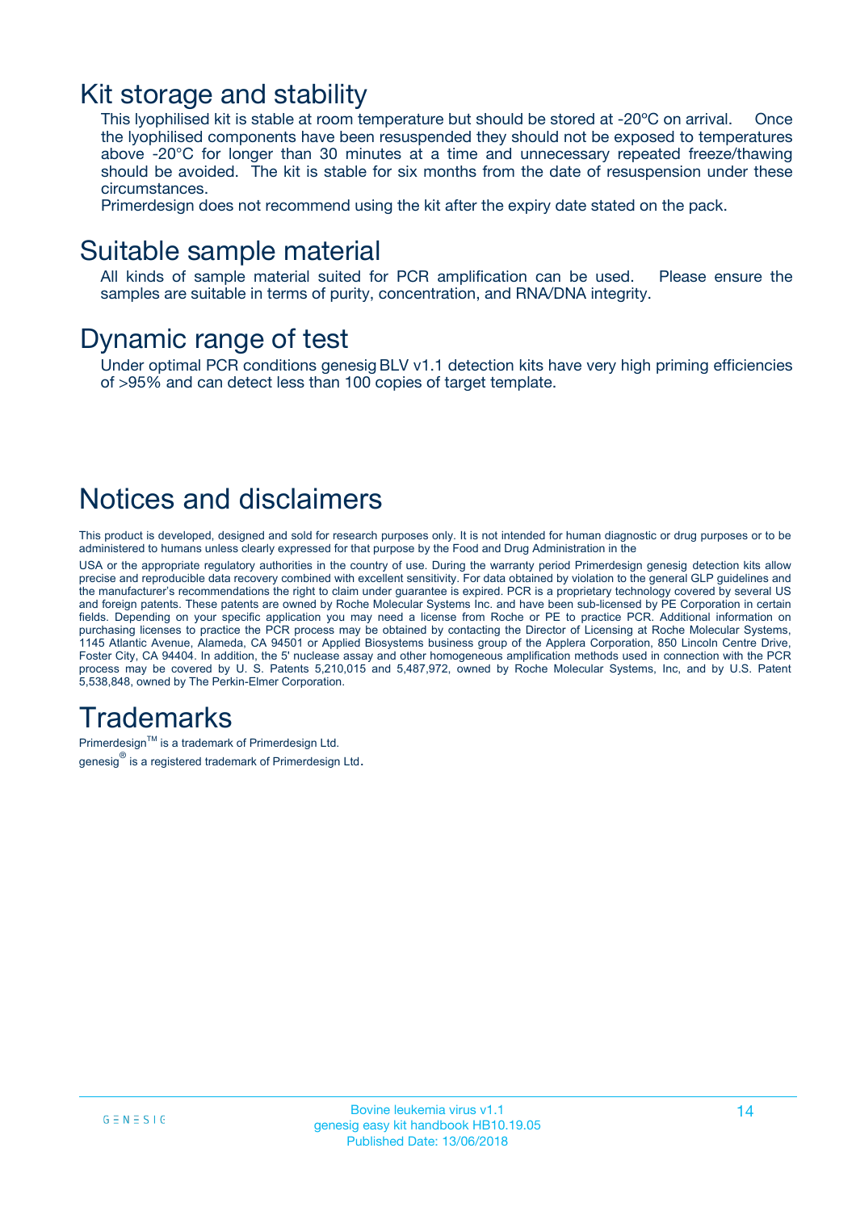## Kit storage and stability

This lyophilised kit is stable at room temperature but should be stored at -20ºC on arrival. Once the lyophilised components have been resuspended they should not be exposed to temperatures above -20°C for longer than 30 minutes at a time and unnecessary repeated freeze/thawing should be avoided. The kit is stable for six months from the date of resuspension under these circumstances.

Primerdesign does not recommend using the kit after the expiry date stated on the pack.

## Suitable sample material

All kinds of sample material suited for PCR amplification can be used. Please ensure the samples are suitable in terms of purity, concentration, and RNA/DNA integrity.

## Dynamic range of test

Under optimal PCR conditions genesig BLV v1.1 detection kits have very high priming efficiencies of >95% and can detect less than 100 copies of target template.

# Notices and disclaimers

This product is developed, designed and sold for research purposes only. It is not intended for human diagnostic or drug purposes or to be administered to humans unless clearly expressed for that purpose by the Food and Drug Administration in the

USA or the appropriate regulatory authorities in the country of use. During the warranty period Primerdesign genesig detection kits allow precise and reproducible data recovery combined with excellent sensitivity. For data obtained by violation to the general GLP guidelines and the manufacturer's recommendations the right to claim under guarantee is expired. PCR is a proprietary technology covered by several US and foreign patents. These patents are owned by Roche Molecular Systems Inc. and have been sub-licensed by PE Corporation in certain fields. Depending on your specific application you may need a license from Roche or PE to practice PCR. Additional information on purchasing licenses to practice the PCR process may be obtained by contacting the Director of Licensing at Roche Molecular Systems, 1145 Atlantic Avenue, Alameda, CA 94501 or Applied Biosystems business group of the Applera Corporation, 850 Lincoln Centre Drive, Foster City, CA 94404. In addition, the 5' nuclease assay and other homogeneous amplification methods used in connection with the PCR process may be covered by U. S. Patents 5,210,015 and 5,487,972, owned by Roche Molecular Systems, Inc, and by U.S. Patent 5,538,848, owned by The Perkin-Elmer Corporation.

# Trademarks

Primerdesign™ is a trademark of Primerdesign Ltd.

genesig® is a registered trademark of Primerdesign Ltd.